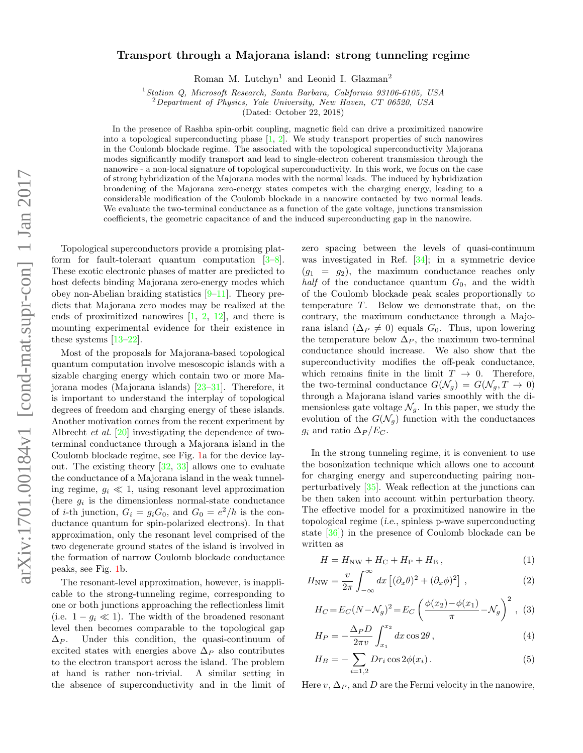# Transport through a Majorana island: strong tunneling regime

Roman M. Lutchyn[1] and Leonid I. Glazman[2]

[1] *Station Q, Microsoft Research, Santa Barbara, California 93106-6105, USA*
[2] *Department of Physics, Yale University, New Haven, CT 06520, USA*

(Dated: October 22, 2018)

In the presence of Rashba spin-orbit coupling, magnetic field can drive a proximitized nanowire into a topological superconducting phase [1, 2]. We study transport properties of such nanowires in the Coulomb blockade regime. The associated with the topological superconductivity Majorana modes significantly modify transport and lead to single-electron coherent transmission through the nanowire - a non-local signature of topological superconductivity. In this work, we focus on the case of strong hybridization of the Majorana modes with the normal leads. The induced by hybridization broadening of the Majorana zero-energy states competes with the charging energy, leading to a considerable modification of the Coulomb blockade in a nanowire contacted by two normal leads. We evaluate the two-terminal conductance as a function of the gate voltage, junctions transmission coefficients, the geometric capacitance of and the induced superconducting gap in the nanowire.

Topological superconductors provide a promising platform for fault-tolerant quantum computation [3–8]. These exotic electronic phases of matter are predicted to host defects binding Majorana zero-energy modes which obey non-Abelian braiding statistics [9–11]. Theory predicts that Majorana zero modes may be realized at the ends of proximitized nanowires [1, 2, 12], and there is mounting experimental evidence for their existence in these systems [13–22].

Most of the proposals for Majorana-based topological quantum computation involve mesoscopic islands with a sizable charging energy which contain two or more Majorana modes (Majorana islands) [23–31]. Therefore, it is important to understand the interplay of topological degrees of freedom and charging energy of these islands. Another motivation comes from the recent experiment by Albrecht *et al.* [20] investigating the dependence of two-terminal conductance through a Majorana island in the Coulomb blockade regime, see Fig. 1a for the device layout. The existing theory [32, 33] allows one to evaluate the conductance of a Majorana island in the weak tunneling regime, $g_i \ll 1$, using resonant level approximation (here $g_i$ is the dimensionless normal-state conductance of $i$-th junction, $G_i = g_i G_0$, and $G_0 = e^2/h$ is the conductance quantum for spin-polarized electrons). In that approximation, only the resonant level comprised of the two degenerate ground states of the island is involved in the formation of narrow Coulomb blockade conductance peaks, see Fig. 1b.

The resonant-level approximation, however, is inapplicable to the strong-tunneling regime, corresponding to one or both junctions approaching the reflectionless limit (i.e. $1 - g_i \ll 1$). The width of the broadened resonant level then becomes comparable to the topological gap $\Delta_P$. Under this condition, the quasi-continuum of excited states with energies above $\Delta_P$ also contributes to the electron transport across the island. The problem at hand is rather non-trivial. A similar setting in the absence of superconductivity and in the limit of zero spacing between the levels of quasi-continuum was investigated in Ref. [34]; in a symmetric device ($g_1 = g_2$), the maximum conductance reaches only *half* of the conductance quantum $G_0$, and the width of the Coulomb blockade peak scales proportionally to temperature $T$. Below we demonstrate that, on the contrary, the maximum conductance through a Majorana island ($\Delta_P \neq 0$) equals $G_0$. Thus, upon lowering the temperature below $\Delta_P$, the maximum two-terminal conductance should increase. We also show that the superconductivity modifies the off-peak conductance, which remains finite in the limit $T \to 0$. Therefore, the two-terminal conductance $G(\mathcal{N}_g) = G(\mathcal{N}_g, T \to 0)$ through a Majorana island varies smoothly with the dimensionless gate voltage $\mathcal{N}_g$. In this paper, we study the evolution of the $G(\mathcal{N}_g)$ function with the conductances $g_i$ and ratio $\Delta_P/E_C$.

In the strong tunneling regime, it is convenient to use the bosonization technique which allows one to account for charging energy and superconducting pairing non-perturbatively [35]. Weak reflection at the junctions can be then taken into account within perturbation theory. The effective model for a proximitized nanowire in the topological regime (*i.e.*, spinless p-wave superconducting state [36]) in the presence of Coulomb blockade can be written as

$$H = H_{\rm NW} + H_{\rm C} + H_{\rm P} + H_{\rm B}\,, \tag{1}$$

$$H_{\rm NW} = \frac{v}{2\pi}\int_{-\infty}^{\infty} dx \left[(\partial_x\theta)^2 + (\partial_x\phi)^2\right]\,, \tag{2}$$

$$H_C = E_C(N - \mathcal{N}_g)^2 = E_C\left(\frac{\phi(x_2) - \phi(x_1)}{\pi} - \mathcal{N}_g\right)^2\,, \tag{3}$$

$$H_P = -\frac{\Delta_P D}{2\pi v}\int_{x_1}^{x_2} dx \cos 2\theta\,, \tag{4}$$

$$H_B = -\sum_{i=1,2} D r_i \cos 2\phi(x_i)\,. \tag{5}$$

Here $v$, $\Delta_P$, and $D$ are the Fermi velocity in the nanowire,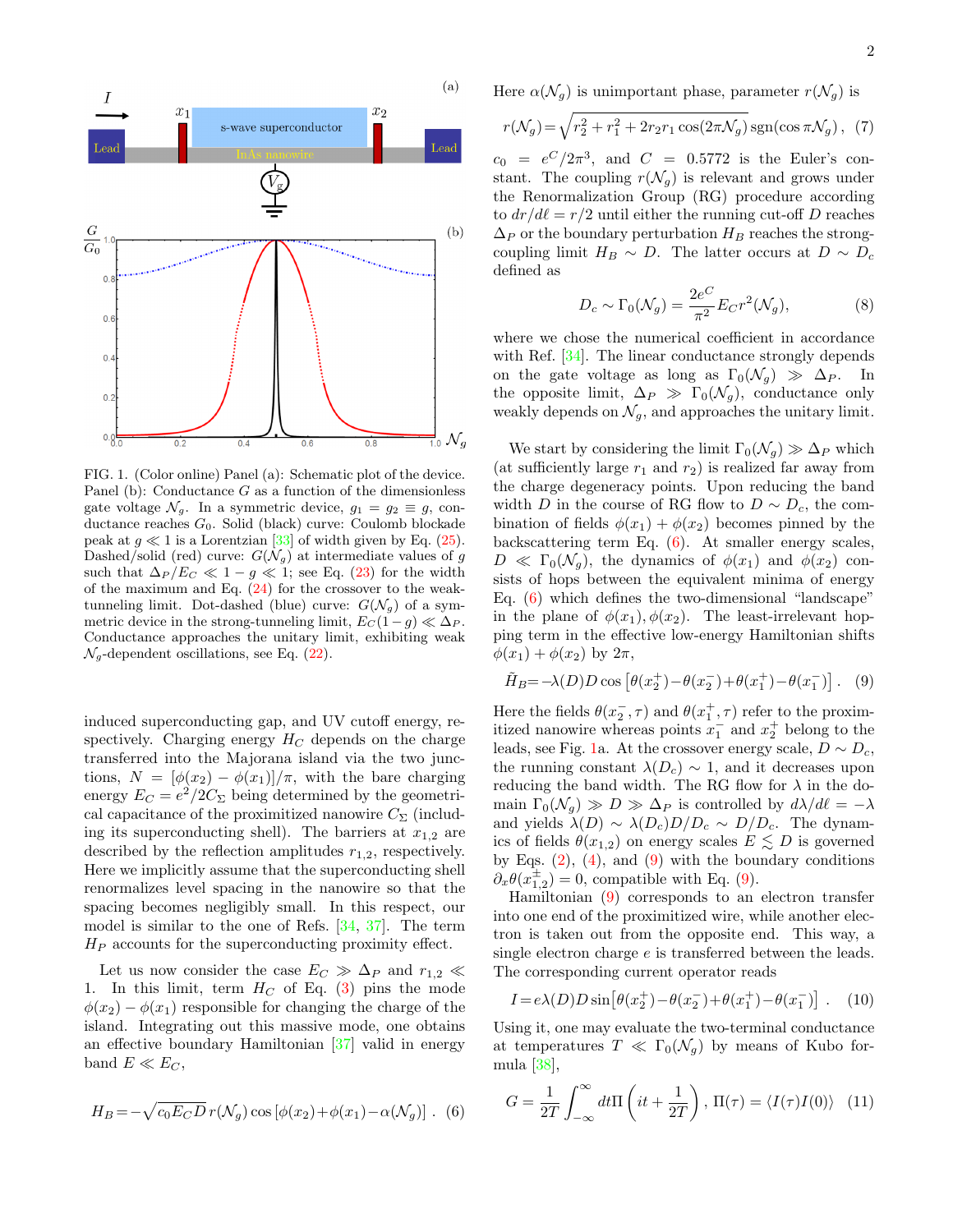FIG. 1. (Color online) Panel (a): Schematic plot of the device. Panel (b): Conductance $G$ as a function of the dimensionless gate voltage $\mathcal{N}_g$. In a symmetric device, $g_1 = g_2 \equiv g$, conductance reaches $G_0$. Solid (black) curve: Coulomb blockade peak at $g \ll 1$ is a Lorentzian [33] of width given by Eq. (25). Dashed/solid (red) curve: $G(\mathcal{N}_g)$ at intermediate values of $g$ such that $\Delta_P/E_C \ll 1-g \ll 1$; see Eq. (23) for the width of the maximum and Eq. (24) for the crossover to the weak-tunneling limit. Dot-dashed (blue) curve: $G(\mathcal{N}_g)$ of a symmetric device in the strong-tunneling limit, $E_C(1-g) \ll \Delta_P$. Conductance approaches the unitary limit, exhibiting weak $\mathcal{N}_g$-dependent oscillations, see Eq. (22).

induced superconducting gap, and UV cutoff energy, respectively. Charging energy $H_C$ depends on the charge transferred into the Majorana island via the two junctions, $N = [\phi(x_2) - \phi(x_1)]/\pi$, with the bare charging energy $E_C = e^2/2C_\Sigma$ being determined by the geometrical capacitance of the proximitized nanowire $C_\Sigma$ (including its superconducting shell). The barriers at $x_{1,2}$ are described by the reflection amplitudes $r_{1,2}$, respectively. Here we implicitly assume that the superconducting shell renormalizes level spacing in the nanowire so that the spacing becomes negligibly small. In this respect, our model is similar to the one of Refs. [34, 37]. The term $H_P$ accounts for the superconducting proximity effect.

Let us now consider the case $E_C \gg \Delta_P$ and $r_{1,2} \ll 1$. In this limit, term $H_C$ of Eq. (3) pins the mode $\phi(x_2) - \phi(x_1)$ responsible for changing the charge of the island. Integrating out this massive mode, one obtains an effective boundary Hamiltonian [37] valid in energy band $E \ll E_C$,

$$H_B = -\sqrt{c_0 E_C D}\, r(\mathcal{N}_g) \cos\left[\phi(x_2) + \phi(x_1) - \alpha(\mathcal{N}_g)\right]. \quad (6)$$

Here $\alpha(\mathcal{N}_g)$ is unimportant phase, parameter $r(\mathcal{N}_g)$ is

$$r(\mathcal{N}_g) = \sqrt{r_2^2 + r_1^2 + 2r_2 r_1 \cos(2\pi \mathcal{N}_g)}\, \mathrm{sgn}(\cos \pi \mathcal{N}_g), \quad (7)$$

$c_0 = e^C/2\pi^3$, and $C = 0.5772$ is the Euler's constant. The coupling $r(\mathcal{N}_g)$ is relevant and grows under the Renormalization Group (RG) procedure according to $dr/d\ell = r/2$ until either the running cut-off $D$ reaches $\Delta_P$ or the boundary perturbation $H_B$ reaches the strong-coupling limit $H_B \sim D$. The latter occurs at $D \sim D_c$ defined as

$$D_c \sim \Gamma_0(\mathcal{N}_g) = \frac{2e^C}{\pi^2} E_C r^2(\mathcal{N}_g), \quad (8)$$

where we chose the numerical coefficient in accordance with Ref. [34]. The linear conductance strongly depends on the gate voltage as long as $\Gamma_0(\mathcal{N}_g) \gg \Delta_P$. In the opposite limit, $\Delta_P \gg \Gamma_0(\mathcal{N}_g)$, conductance only weakly depends on $\mathcal{N}_g$, and approaches the unitary limit.

We start by considering the limit $\Gamma_0(\mathcal{N}_g) \gg \Delta_P$ which (at sufficiently large $r_1$ and $r_2$) is realized far away from the charge degeneracy points. Upon reducing the band width $D$ in the course of RG flow to $D \sim D_c$, the combination of fields $\phi(x_1) + \phi(x_2)$ becomes pinned by the backscattering term Eq. (6). At smaller energy scales, $D \ll \Gamma_0(\mathcal{N}_g)$, the dynamics of $\phi(x_1)$ and $\phi(x_2)$ consists of hops between the equivalent minima of energy Eq. (6) which defines the two-dimensional "landscape" in the plane of $\phi(x_1), \phi(x_2)$. The least-irrelevant hopping term in the effective low-energy Hamiltonian shifts $\phi(x_1) + \phi(x_2)$ by $2\pi$,

$$\tilde{H}_B = -\lambda(D) D \cos\left[\theta(x_2^+) - \theta(x_2^-) + \theta(x_1^+) - \theta(x_1^-)\right]. \quad (9)$$

Here the fields $\theta(x_2^-, \tau)$ and $\theta(x_1^+, \tau)$ refer to the proximitized nanowire whereas points $x_1^-$ and $x_2^+$ belong to the leads, see Fig. 1a. At the crossover energy scale, $D \sim D_c$, the running constant $\lambda(D_c) \sim 1$, and it decreases upon reducing the band width. The RG flow for $\lambda$ in the domain $\Gamma_0(\mathcal{N}_g) \gg D \gg \Delta_P$ is controlled by $d\lambda/d\ell = -\lambda$ and yields $\lambda(D) \sim \lambda(D_c) D/D_c \sim D/D_c$. The dynamics of fields $\theta(x_{1,2})$ on energy scales $E \lesssim D$ is governed by Eqs. (2), (4), and (9) with the boundary conditions $\partial_x \theta(x_{1,2}^{\pm}) = 0$, compatible with Eq. (9).

Hamiltonian (9) corresponds to an electron transfer into one end of the proximitized wire, while another electron is taken out from the opposite end. This way, a single electron charge $e$ is transferred between the leads. The corresponding current operator reads

$$I = e\lambda(D) D \sin\left[\theta(x_2^+) - \theta(x_2^-) + \theta(x_1^+) - \theta(x_1^-)\right]. \quad (10)$$

Using it, one may evaluate the two-terminal conductance at temperatures $T \ll \Gamma_0(\mathcal{N}_g)$ by means of Kubo formula [38],

$$G = \frac{1}{2T} \int_{-\infty}^{\infty} dt \Pi\left(it + \frac{1}{2T}\right), \; \Pi(\tau) = \langle I(\tau) I(0) \rangle \quad (11)$$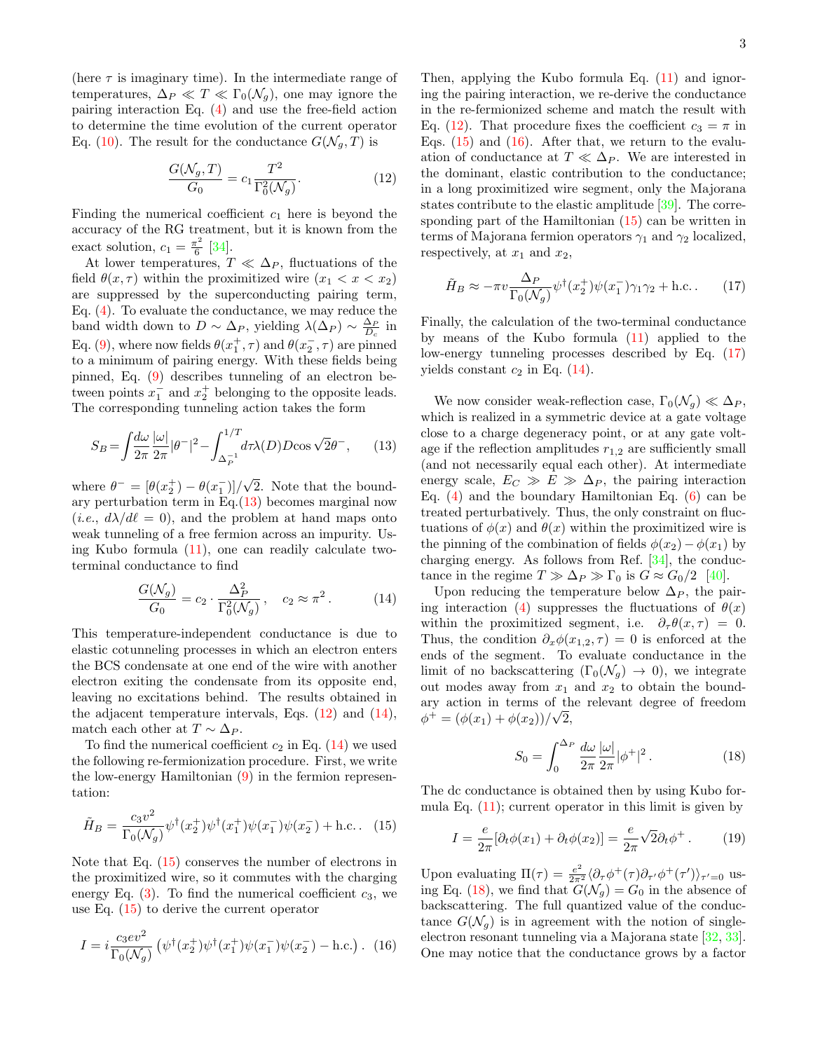(here $\tau$ is imaginary time). In the intermediate range of temperatures, $\Delta_P \ll T \ll \Gamma_0(\mathcal{N}_g)$, one may ignore the pairing interaction Eq. (4) and use the free-field action to determine the time evolution of the current operator Eq. (10). The result for the conductance $G(\mathcal{N}_g, T)$ is

$$\frac{G(\mathcal{N}_g, T)}{G_0} = c_1 \frac{T^2}{\Gamma_0^2(\mathcal{N}_g)}. \tag{12}$$

Finding the numerical coefficient $c_1$ here is beyond the accuracy of the RG treatment, but it is known from the exact solution, $c_1 = \frac{\pi^2}{6}$ [34].

At lower temperatures, $T \ll \Delta_P$, fluctuations of the field $\theta(x, \tau)$ within the proximitized wire ($x_1 < x < x_2$) are suppressed by the superconducting pairing term, Eq. (4). To evaluate the conductance, we may reduce the band width down to $D \sim \Delta_P$, yielding $\lambda(\Delta_P) \sim \frac{\Delta_P}{D_c}$ in Eq. (9), where now fields $\theta(x_1^+, \tau)$ and $\theta(x_2^-, \tau)$ are pinned to a minimum of pairing energy. With these fields being pinned, Eq. (9) describes tunneling of an electron between points $x_1^-$ and $x_2^+$ belonging to the opposite leads. The corresponding tunneling action takes the form

$$S_B = \int \frac{d\omega}{2\pi} \frac{|\omega|}{2\pi} |\theta^-|^2 - \int_{\Delta_P^{-1}}^{1/T} d\tau \lambda(D) D \cos\sqrt{2}\theta^-, \tag{13}$$

where $\theta^- = [\theta(x_2^+) - \theta(x_1^-)]/\sqrt{2}$. Note that the boundary perturbation term in Eq.(13) becomes marginal now (*i.e.*, $d\lambda/d\ell = 0$), and the problem at hand maps onto weak tunneling of a free fermion across an impurity. Using Kubo formula (11), one can readily calculate two-terminal conductance to find

$$\frac{G(\mathcal{N}_g)}{G_0} = c_2 \cdot \frac{\Delta_P^2}{\Gamma_0^2(\mathcal{N}_g)}, \quad c_2 \approx \pi^2. \tag{14}$$

This temperature-independent conductance is due to elastic cotunneling processes in which an electron enters the BCS condensate at one end of the wire with another electron exiting the condensate from its opposite end, leaving no excitations behind. The results obtained in the adjacent temperature intervals, Eqs. (12) and (14), match each other at $T \sim \Delta_P$.

To find the numerical coefficient $c_2$ in Eq. (14) we used the following re-fermionization procedure. First, we write the low-energy Hamiltonian (9) in the fermion representation:

$$\tilde{H}_B = \frac{c_3 v^2}{\Gamma_0(\mathcal{N}_g)} \psi^\dagger(x_2^+)\psi^\dagger(x_1^+)\psi(x_1^-)\psi(x_2^-) + \text{h.c.}. \tag{15}$$

Note that Eq. (15) conserves the number of electrons in the proximitized wire, so it commutes with the charging energy Eq. (3). To find the numerical coefficient $c_3$, we use Eq. (15) to derive the current operator

$$I = i\frac{c_3 e v^2}{\Gamma_0(\mathcal{N}_g)} \left(\psi^\dagger(x_2^+)\psi^\dagger(x_1^+)\psi(x_1^-)\psi(x_2^-) - \text{h.c.}\right). \tag{16}$$

Then, applying the Kubo formula Eq. (11) and ignoring the pairing interaction, we re-derive the conductance in the re-fermionized scheme and match the result with Eq. (12). That procedure fixes the coefficient $c_3 = \pi$ in Eqs. (15) and (16). After that, we return to the evaluation of conductance at $T \ll \Delta_P$. We are interested in the dominant, elastic contribution to the conductance; in a long proximitized wire segment, only the Majorana states contribute to the elastic amplitude [39]. The corresponding part of the Hamiltonian (15) can be written in terms of Majorana fermion operators $\gamma_1$ and $\gamma_2$ localized, respectively, at $x_1$ and $x_2$,

$$\tilde{H}_B \approx -\pi v \frac{\Delta_P}{\Gamma_0(\mathcal{N}_g)} \psi^\dagger(x_2^+)\psi(x_1^-)\gamma_1\gamma_2 + \text{h.c.}. \tag{17}$$

Finally, the calculation of the two-terminal conductance by means of the Kubo formula (11) applied to the low-energy tunneling processes described by Eq. (17) yields constant $c_2$ in Eq. (14).

We now consider weak-reflection case, $\Gamma_0(\mathcal{N}_g) \ll \Delta_P$, which is realized in a symmetric device at a gate voltage close to a charge degeneracy point, or at any gate voltage if the reflection amplitudes $r_{1,2}$ are sufficiently small (and not necessarily equal each other). At intermediate energy scale, $E_C \gg E \gg \Delta_P$, the pairing interaction Eq. (4) and the boundary Hamiltonian Eq. (6) can be treated perturbatively. Thus, the only constraint on fluctuations of $\phi(x)$ and $\theta(x)$ within the proximitized wire is the pinning of the combination of fields $\phi(x_2) - \phi(x_1)$ by charging energy. As follows from Ref. [34], the conductance in the regime $T \gg \Delta_P \gg \Gamma_0$ is $G \approx G_0/2$ [40].

Upon reducing the temperature below $\Delta_P$, the pairing interaction (4) suppresses the fluctuations of $\theta(x)$ within the proximitized segment, i.e. $\partial_\tau \theta(x, \tau) = 0$. Thus, the condition $\partial_x \phi(x_{1,2}, \tau) = 0$ is enforced at the ends of the segment. To evaluate conductance in the limit of no backscattering ($\Gamma_0(\mathcal{N}_g) \to 0$), we integrate out modes away from $x_1$ and $x_2$ to obtain the boundary action in terms of the relevant degree of freedom $\phi^+ = (\phi(x_1) + \phi(x_2))/\sqrt{2}$,

$$S_0 = \int_0^{\Delta_P} \frac{d\omega}{2\pi} \frac{|\omega|}{2\pi} |\phi^+|^2. \tag{18}$$

The dc conductance is obtained then by using Kubo formula Eq. (11); current operator in this limit is given by

$$I = \frac{e}{2\pi}[\partial_t \phi(x_1) + \partial_t \phi(x_2)] = \frac{e}{2\pi}\sqrt{2}\partial_t \phi^+. \tag{19}$$

Upon evaluating $\Pi(\tau) = \frac{e^2}{2\pi^2}\langle \partial_\tau \phi^+(\tau) \partial_{\tau'} \phi^+(\tau')\rangle_{\tau'=0}$ using Eq. (18), we find that $G(\mathcal{N}_g) = G_0$ in the absence of backscattering. The full quantized value of the conductance $G(\mathcal{N}_g)$ is in agreement with the notion of single-electron resonant tunneling via a Majorana state [32, 33]. One may notice that the conductance grows by a factor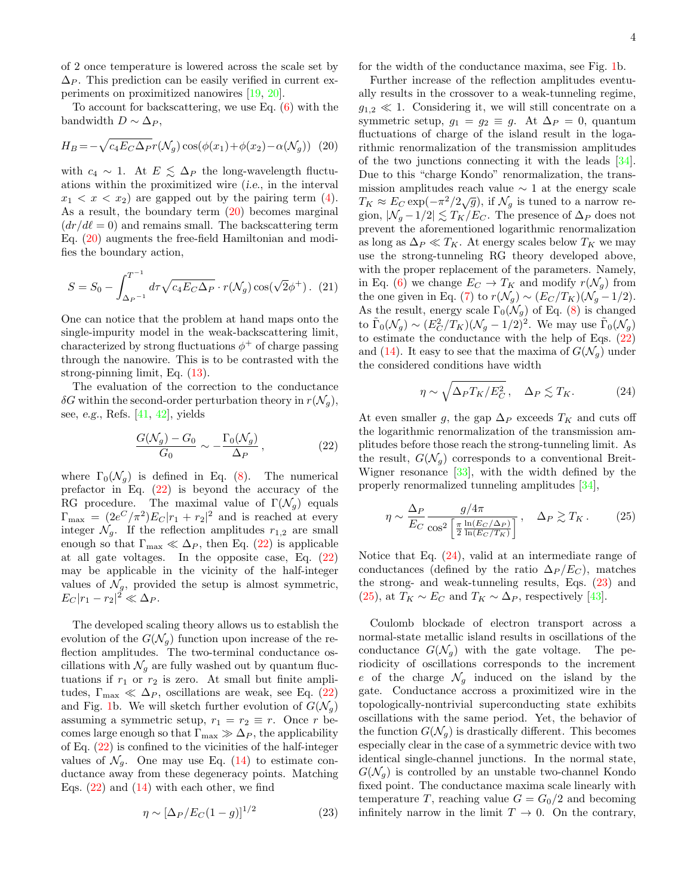of 2 once temperature is lowered across the scale set by $\Delta_P$. This prediction can be easily verified in current experiments on proximitized nanowires [19, 20].

To account for backscattering, we use Eq. (6) with the bandwidth $D \sim \Delta_P$,

$$H_B = -\sqrt{c_4 E_C \Delta_P}\, r(\mathcal{N}_g) \cos(\phi(x_1) + \phi(x_2) - \alpha(\mathcal{N}_g)) \quad (20)$$

with $c_4 \sim 1$. At $E \lesssim \Delta_P$ the long-wavelength fluctuations within the proximitized wire (*i.e.*, in the interval $x_1 < x < x_2$) are gapped out by the pairing term (4). As a result, the boundary term (20) becomes marginal ($dr/d\ell = 0$) and remains small. The backscattering term Eq. (20) augments the free-field Hamiltonian and modifies the boundary action,

$$S = S_0 - \int_{\Delta_P^{-1}}^{T^{-1}} d\tau \sqrt{c_4 E_C \Delta_P} \cdot r(\mathcal{N}_g) \cos(\sqrt{2}\phi^+) \,. \quad (21)$$

One can notice that the problem at hand maps onto the single-impurity model in the weak-backscattering limit, characterized by strong fluctuations $\phi^+$ of charge passing through the nanowire. This is to be contrasted with the strong-pinning limit, Eq. (13).

The evaluation of the correction to the conductance $\delta G$ within the second-order perturbation theory in $r(\mathcal{N}_g)$, see, *e.g.*, Refs. [41, 42], yields

$$\frac{G(\mathcal{N}_g) - G_0}{G_0} \sim -\frac{\Gamma_0(\mathcal{N}_g)}{\Delta_P} \,, \quad (22)$$

where $\Gamma_0(\mathcal{N}_g)$ is defined in Eq. (8). The numerical prefactor in Eq. (22) is beyond the accuracy of the RG procedure. The maximal value of $\Gamma(\mathcal{N}_g)$ equals $\Gamma_{\max} = (2e^C/\pi^2) E_C |r_1 + r_2|^2$ and is reached at every integer $\mathcal{N}_g$. If the reflection amplitudes $r_{1,2}$ are small enough so that $\Gamma_{\max} \ll \Delta_P$, then Eq. (22) is applicable at all gate voltages. In the opposite case, Eq. (22) may be applicable in the vicinity of the half-integer values of $\mathcal{N}_g$, provided the setup is almost symmetric, $E_C |r_1 - r_2|^2 \ll \Delta_P$.

The developed scaling theory allows us to establish the evolution of the $G(\mathcal{N}_g)$ function upon increase of the reflection amplitudes. The two-terminal conductance oscillations with $\mathcal{N}_g$ are fully washed out by quantum fluctuations if $r_1$ or $r_2$ is zero. At small but finite amplitudes, $\Gamma_{\max} \ll \Delta_P$, oscillations are weak, see Eq. (22) and Fig. 1b. We will sketch further evolution of $G(\mathcal{N}_g)$ assuming a symmetric setup, $r_1 = r_2 \equiv r$. Once $r$ becomes large enough so that $\Gamma_{\max} \gg \Delta_P$, the applicability of Eq. (22) is confined to the vicinities of the half-integer values of $\mathcal{N}_g$. One may use Eq. (14) to estimate conductance away from these degeneracy points. Matching Eqs. (22) and (14) with each other, we find

$$\eta \sim [\Delta_P / E_C (1 - g)]^{1/2} \quad (23)$$

for the width of the conductance maxima, see Fig. 1b.

Further increase of the reflection amplitudes eventually results in the crossover to a weak-tunneling regime, $g_{1,2} \ll 1$. Considering it, we will still concentrate on a symmetric setup, $g_1 = g_2 \equiv g$. At $\Delta_P = 0$, quantum fluctuations of charge of the island result in the logarithmic renormalization of the transmission amplitudes of the two junctions connecting it with the leads [34]. Due to this "charge Kondo" renormalization, the transmission amplitudes reach value $\sim 1$ at the energy scale $T_K \approx E_C \exp(-\pi^2/2\sqrt{g})$, if $\mathcal{N}_g$ is tuned to a narrow region, $|\mathcal{N}_g - 1/2| \lesssim T_K/E_C$. The presence of $\Delta_P$ does not prevent the aforementioned logarithmic renormalization as long as $\Delta_P \ll T_K$. At energy scales below $T_K$ we may use the strong-tunneling RG theory developed above, with the proper replacement of the parameters. Namely, in Eq. (6) we change $E_C \to T_K$ and modify $r(\mathcal{N}_g)$ from the one given in Eq. (7) to $r(\mathcal{N}_g) \sim (E_C/T_K)(\mathcal{N}_g - 1/2)$. As the result, energy scale $\Gamma_0(\mathcal{N}_g)$ of Eq. (8) is changed to $\tilde{\Gamma}_0(\mathcal{N}_g) \sim (E_C^2/T_K)(\mathcal{N}_g - 1/2)^2$. We may use $\tilde{\Gamma}_0(\mathcal{N}_g)$ to estimate the conductance with the help of Eqs. (22) and (14). It easy to see that the maxima of $G(\mathcal{N}_g)$ under the considered conditions have width

$$\eta \sim \sqrt{\Delta_P T_K / E_C^2} \,, \quad \Delta_P \lesssim T_K. \quad (24)$$

At even smaller $g$, the gap $\Delta_P$ exceeds $T_K$ and cuts off the logarithmic renormalization of the transmission amplitudes before those reach the strong-tunneling limit. As the result, $G(\mathcal{N}_g)$ corresponds to a conventional Breit-Wigner resonance [33], with the width defined by the properly renormalized tunneling amplitudes [34],

$$\eta \sim \frac{\Delta_P}{E_C} \frac{g/4\pi}{\cos^2\left[\frac{\pi}{2}\frac{\ln(E_C/\Delta_P)}{\ln(E_C/T_K)}\right]} \,, \quad \Delta_P \gtrsim T_K \,. \quad (25)$$

Notice that Eq. (24), valid at an intermediate range of conductances (defined by the ratio $\Delta_P/E_C$), matches the strong- and weak-tunneling results, Eqs. (23) and (25), at $T_K \sim E_C$ and $T_K \sim \Delta_P$, respectively [43].

Coulomb blockade of electron transport across a normal-state metallic island results in oscillations of the conductance $G(\mathcal{N}_g)$ with the gate voltage. The periodicity of oscillations corresponds to the increment $e$ of the charge $\mathcal{N}_g$ induced on the island by the gate. Conductance accross a proximitized wire in the topologically-nontrivial superconducting state exhibits oscillations with the same period. Yet, the behavior of the function $G(\mathcal{N}_g)$ is drastically different. This becomes especially clear in the case of a symmetric device with two identical single-channel junctions. In the normal state, $G(\mathcal{N}_g)$ is controlled by an unstable two-channel Kondo fixed point. The conductance maxima scale linearly with temperature $T$, reaching value $G = G_0/2$ and becoming infinitely narrow in the limit $T \to 0$. On the contrary,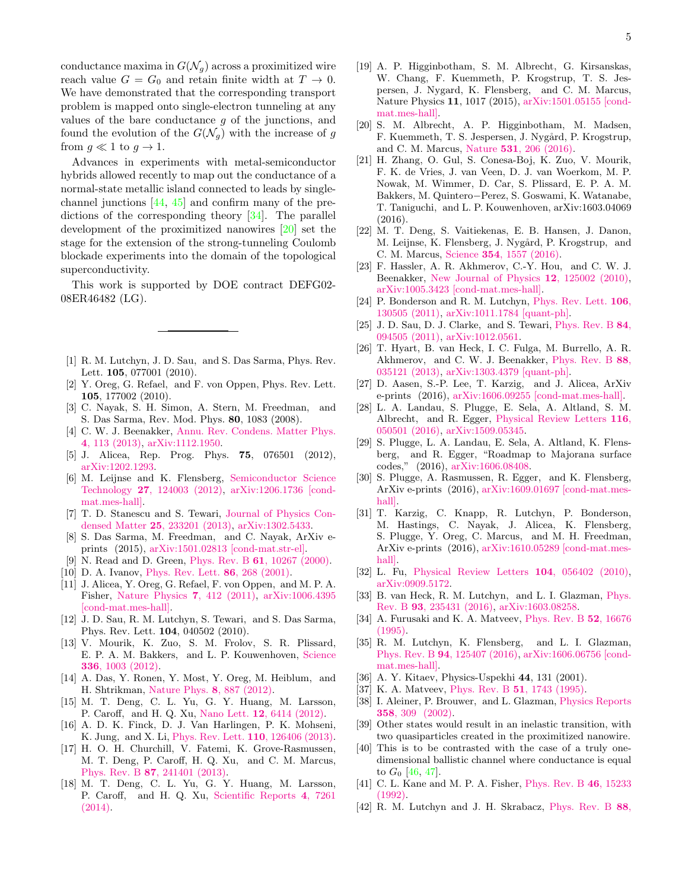conductance maxima in $G(\mathcal{N}_g)$ across a proximitized wire reach value $G = G_0$ and retain finite width at $T \to 0$. We have demonstrated that the corresponding transport problem is mapped onto single-electron tunneling at any values of the bare conductance $g$ of the junctions, and found the evolution of the $G(\mathcal{N}_g)$ with the increase of $g$ from $g \ll 1$ to $g \to 1$.

Advances in experiments with metal-semiconductor hybrids allowed recently to map out the conductance of a normal-state metallic island connected to leads by single-channel junctions [44, 45] and confirm many of the predictions of the corresponding theory [34]. The parallel development of the proximitized nanowires [20] set the stage for the extension of the strong-tunneling Coulomb blockade experiments into the domain of the topological superconductivity.

This work is supported by DOE contract DEFG02-08ER46482 (LG).

---

[1] R. M. Lutchyn, J. D. Sau, and S. Das Sarma, Phys. Rev. Lett. **105**, 077001 (2010).

[2] Y. Oreg, G. Refael, and F. von Oppen, Phys. Rev. Lett. **105**, 177002 (2010).

[3] C. Nayak, S. H. Simon, A. Stern, M. Freedman, and S. Das Sarma, Rev. Mod. Phys. **80**, 1083 (2008).

[4] C. W. J. Beenakker, Annu. Rev. Condens. Matter Phys. **4**, 113 (2013), arXiv:1112.1950.

[5] J. Alicea, Rep. Prog. Phys. **75**, 076501 (2012), arXiv:1202.1293.

[6] M. Leijnse and K. Flensberg, Semiconductor Science Technology **27**, 124003 (2012), arXiv:1206.1736 [cond-mat.mes-hall].

[7] T. D. Stanescu and S. Tewari, Journal of Physics Condensed Matter **25**, 233201 (2013), arXiv:1302.5433.

[8] S. Das Sarma, M. Freedman, and C. Nayak, ArXiv e-prints (2015), arXiv:1501.02813 [cond-mat.str-el].

[9] N. Read and D. Green, Phys. Rev. B **61**, 10267 (2000).

[10] D. A. Ivanov, Phys. Rev. Lett. **86**, 268 (2001).

[11] J. Alicea, Y. Oreg, G. Refael, F. von Oppen, and M. P. A. Fisher, Nature Physics **7**, 412 (2011), arXiv:1006.4395 [cond-mat.mes-hall].

[12] J. D. Sau, R. M. Lutchyn, S. Tewari, and S. Das Sarma, Phys. Rev. Lett. **104**, 040502 (2010).

[13] V. Mourik, K. Zuo, S. M. Frolov, S. R. Plissard, E. P. A. M. Bakkers, and L. P. Kouwenhoven, Science **336**, 1003 (2012).

[14] A. Das, Y. Ronen, Y. Most, Y. Oreg, M. Heiblum, and H. Shtrikman, Nature Phys. **8**, 887 (2012).

[15] M. T. Deng, C. L. Yu, G. Y. Huang, M. Larsson, P. Caroff, and H. Q. Xu, Nano Lett. **12**, 6414 (2012).

[16] A. D. K. Finck, D. J. Van Harlingen, P. K. Mohseni, K. Jung, and X. Li, Phys. Rev. Lett. **110**, 126406 (2013).

[17] H. O. H. Churchill, V. Fatemi, K. Grove-Rasmussen, M. T. Deng, P. Caroff, H. Q. Xu, and C. M. Marcus, Phys. Rev. B **87**, 241401 (2013).

[18] M. T. Deng, C. L. Yu, G. Y. Huang, M. Larsson, P. Caroff, and H. Q. Xu, Scientific Reports **4**, 7261 (2014).

[19] A. P. Higginbotham, S. M. Albrecht, G. Kirsanskas, W. Chang, F. Kuemmeth, P. Krogstrup, T. S. Jespersen, J. Nygard, K. Flensberg, and C. M. Marcus, Nature Physics **11**, 1017 (2015), arXiv:1501.05155 [cond-mat.mes-hall].

[20] S. M. Albrecht, A. P. Higginbotham, M. Madsen, F. Kuemmeth, T. S. Jespersen, J. Nygård, P. Krogstrup, and C. M. Marcus, Nature **531**, 206 (2016).

[21] H. Zhang, O. Gul, S. Conesa-Boj, K. Zuo, V. Mourik, F. K. de Vries, J. van Veen, D. J. van Woerkom, M. P. Nowak, M. Wimmer, D. Car, S. Plissard, E. P. A. M. Bakkers, M. Quintero−Perez, S. Goswami, K. Watanabe, T. Taniguchi, and L. P. Kouwenhoven, arXiv:1603.04069 (2016).

[22] M. T. Deng, S. Vaitiekenas, E. B. Hansen, J. Danon, M. Leijnse, K. Flensberg, J. Nygård, P. Krogstrup, and C. M. Marcus, Science **354**, 1557 (2016).

[23] F. Hassler, A. R. Akhmerov, C.-Y. Hou, and C. W. J. Beenakker, New Journal of Physics **12**, 125002 (2010), arXiv:1005.3423 [cond-mat.mes-hall].

[24] P. Bonderson and R. M. Lutchyn, Phys. Rev. Lett. **106**, 130505 (2011), arXiv:1011.1784 [quant-ph].

[25] J. D. Sau, D. J. Clarke, and S. Tewari, Phys. Rev. B **84**, 094505 (2011), arXiv:1012.0561.

[26] T. Hyart, B. van Heck, I. C. Fulga, M. Burrello, A. R. Akhmerov, and C. W. J. Beenakker, Phys. Rev. B **88**, 035121 (2013), arXiv:1303.4379 [quant-ph].

[27] D. Aasen, S.-P. Lee, T. Karzig, and J. Alicea, ArXiv e-prints (2016), arXiv:1606.09255 [cond-mat.mes-hall].

[28] L. A. Landau, S. Plugge, E. Sela, A. Altland, S. M. Albrecht, and R. Egger, Physical Review Letters **116**, 050501 (2016), arXiv:1509.05345.

[29] S. Plugge, L. A. Landau, E. Sela, A. Altland, K. Flensberg, and R. Egger, "Roadmap to Majorana surface codes," (2016), arXiv:1606.08408.

[30] S. Plugge, A. Rasmussen, R. Egger, and K. Flensberg, ArXiv e-prints (2016), arXiv:1609.01697 [cond-mat.mes-hall].

[31] T. Karzig, C. Knapp, R. Lutchyn, P. Bonderson, M. Hastings, C. Nayak, J. Alicea, K. Flensberg, S. Plugge, Y. Oreg, C. Marcus, and M. H. Freedman, ArXiv e-prints (2016), arXiv:1610.05289 [cond-mat.mes-hall].

[32] L. Fu, Physical Review Letters **104**, 056402 (2010), arXiv:0909.5172.

[33] B. van Heck, R. M. Lutchyn, and L. I. Glazman, Phys. Rev. B **93**, 235431 (2016), arXiv:1603.08258.

[34] A. Furusaki and K. A. Matveev, Phys. Rev. B **52**, 16676 (1995).

[35] R. M. Lutchyn, K. Flensberg, and L. I. Glazman, Phys. Rev. B **94**, 125407 (2016), arXiv:1606.06756 [cond-mat.mes-hall].

[36] A. Y. Kitaev, Physics-Uspekhi **44**, 131 (2001).

[37] K. A. Matveev, Phys. Rev. B **51**, 1743 (1995).

[38] I. Aleiner, P. Brouwer, and L. Glazman, Physics Reports **358**, 309 (2002).

[39] Other states would result in an inelastic transition, with two quasiparticles created in the proximitized nanowire.

[40] This is to be contrasted with the case of a truly one-dimensional ballistic channel where conductance is equal to $G_0$ [46, 47].

[41] C. L. Kane and M. P. A. Fisher, Phys. Rev. B **46**, 15233 (1992).

[42] R. M. Lutchyn and J. H. Skrabacz, Phys. Rev. B **88**,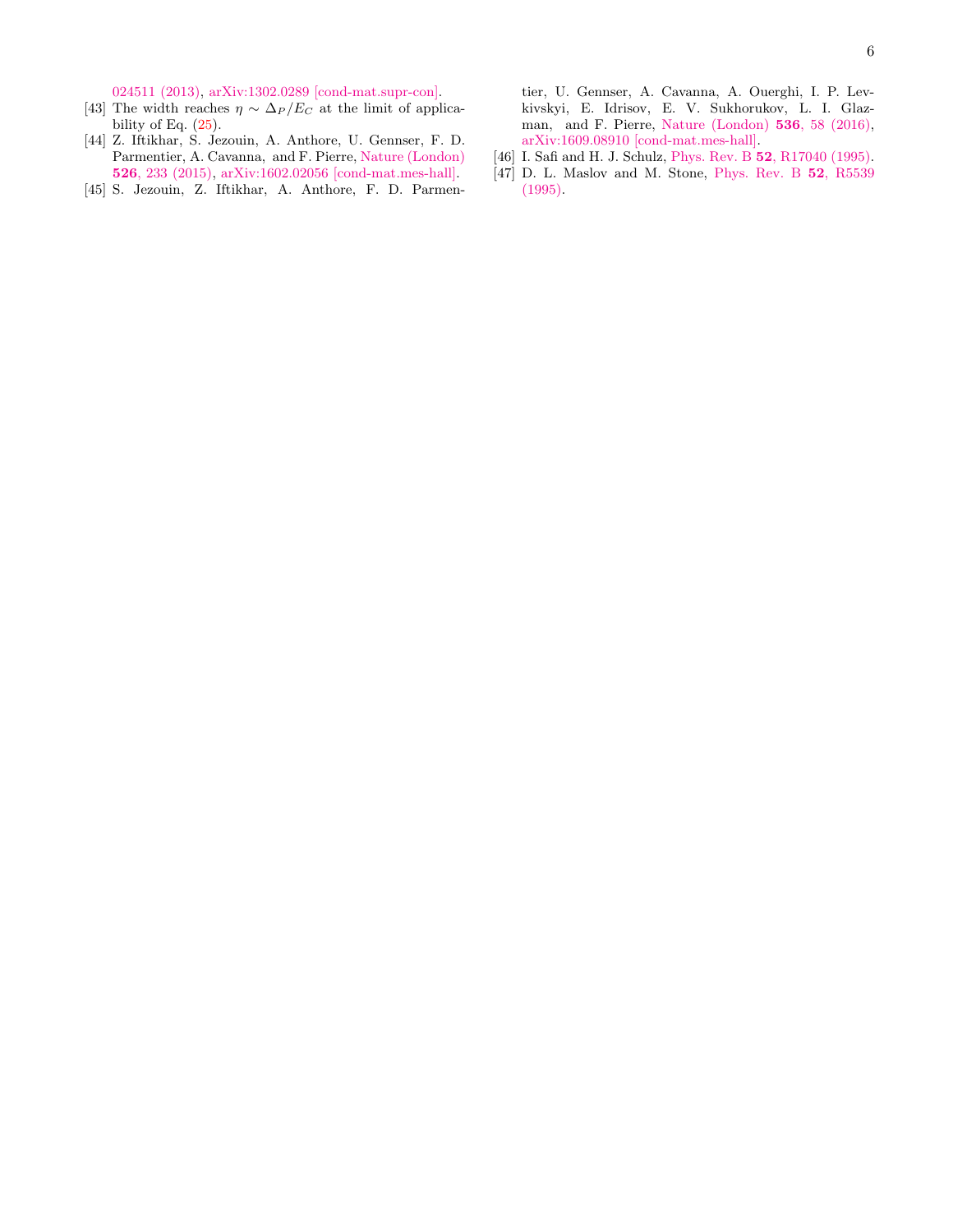024511 (2013), arXiv:1302.0289 [cond-mat.supr-con].

[43] The width reaches $\eta \sim \Delta_P/E_C$ at the limit of applicability of Eq. (25).

[44] Z. Iftikhar, S. Jezouin, A. Anthore, U. Gennser, F. D. Parmentier, A. Cavanna, and F. Pierre, Nature (London) **526**, 233 (2015), arXiv:1602.02056 [cond-mat.mes-hall].

[45] S. Jezouin, Z. Iftikhar, A. Anthore, F. D. Parmentier, U. Gennser, A. Cavanna, A. Ouerghi, I. P. Levkivskyi, E. Idrisov, E. V. Sukhorukov, L. I. Glazman, and F. Pierre, Nature (London) **536**, 58 (2016), arXiv:1609.08910 [cond-mat.mes-hall].

[46] I. Safi and H. J. Schulz, Phys. Rev. B **52**, R17040 (1995).

[47] D. L. Maslov and M. Stone, Phys. Rev. B **52**, R5539 (1995).